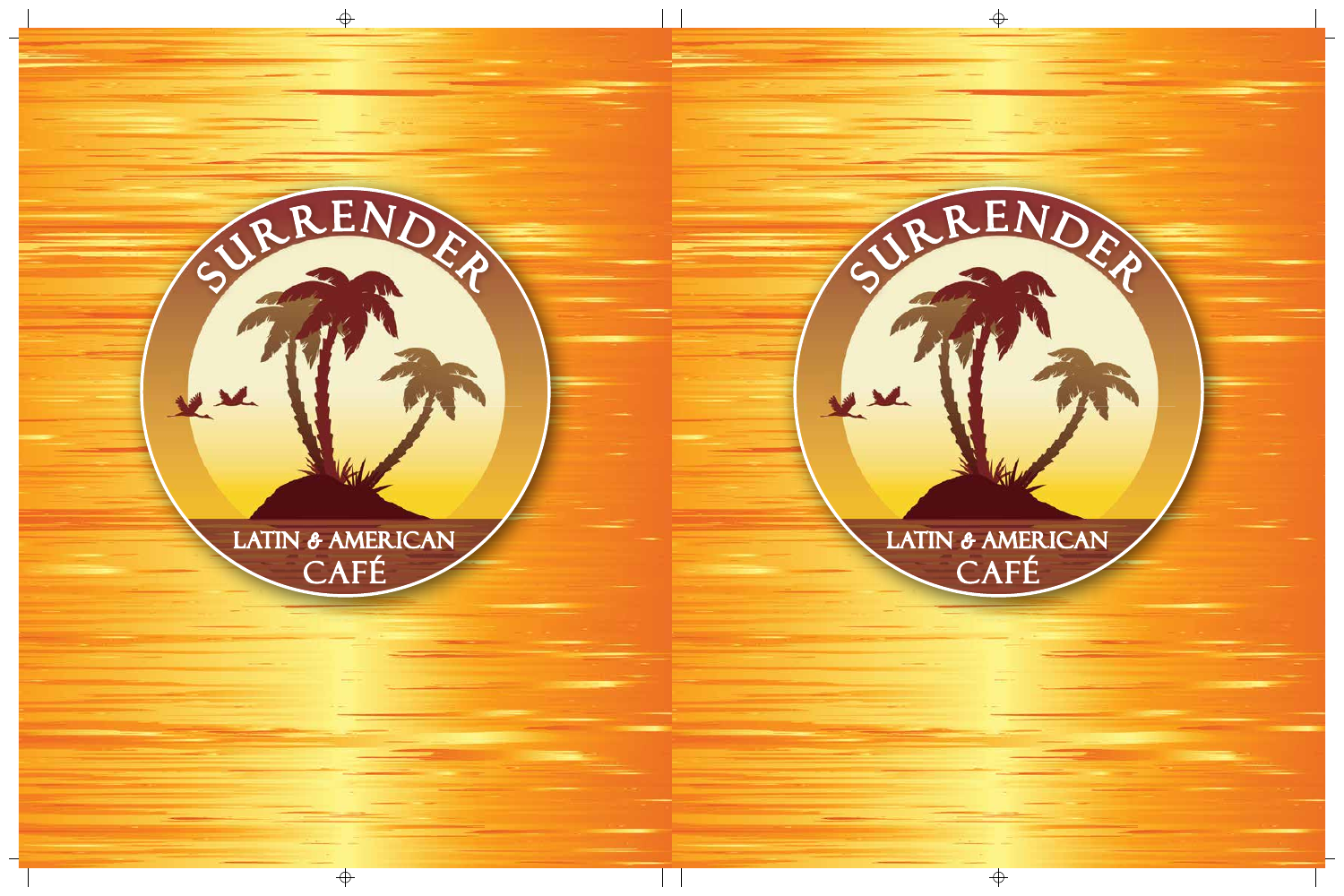# SURRENDER

LATIN & AMERICAN

CAFÉ

# SURRENDER

LATIN & AMERICAN

CAFÉ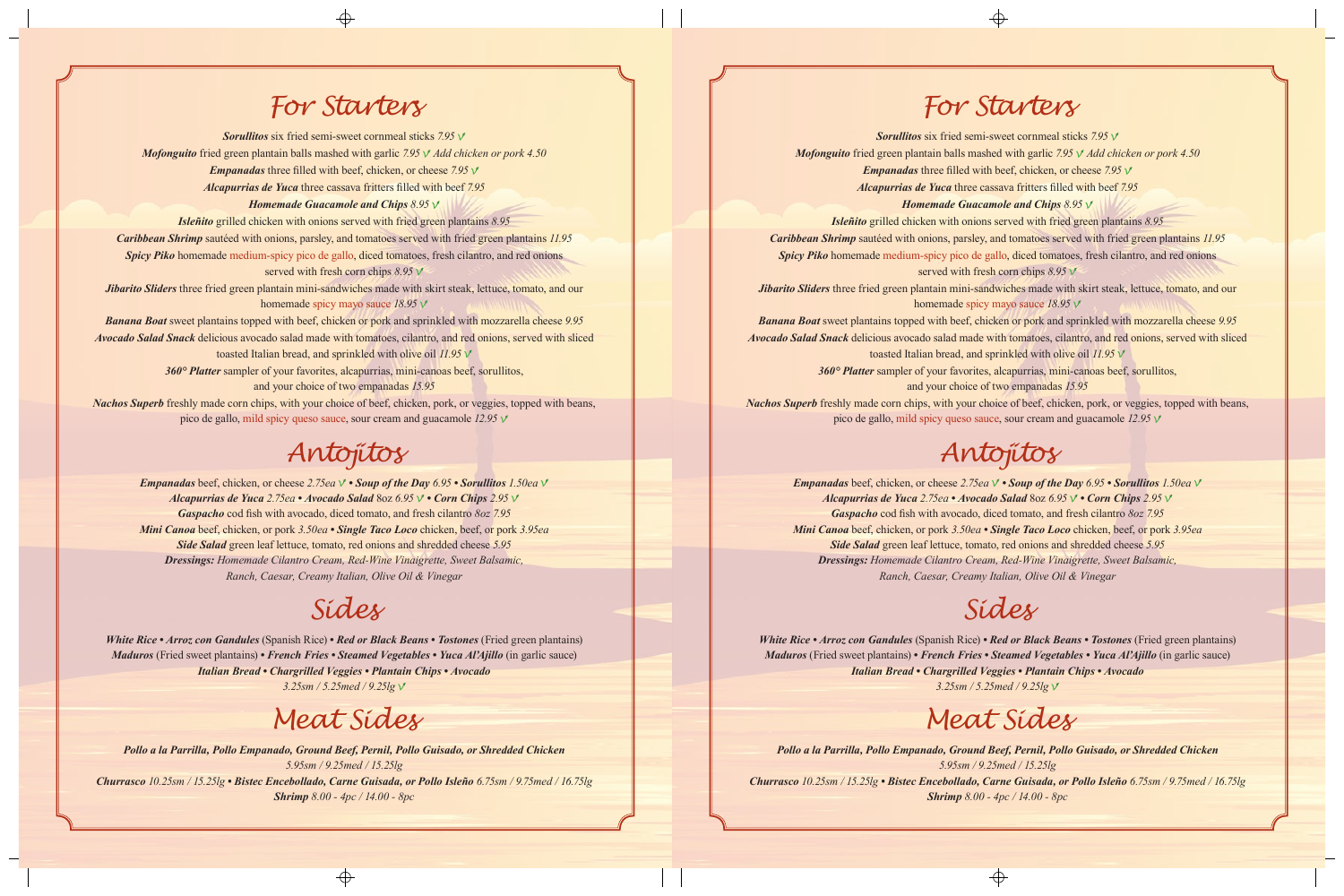# For Starters

***Sorullitos*** six fried semi-sweet cornmeal sticks *7.95* V

***Mofonguito*** fried green plantain balls mashed with garlic *7.95* V *Add chicken or pork 4.50*

***Empanadas*** three filled with beef, chicken, or cheese *7.95* V

***Alcapurrias de Yuca*** three cassava fritters filled with beef *7.95*

***Homemade Guacamole and Chips*** *8.95* V

***Isleñito*** grilled chicken with onions served with fried green plantains *8.95*

***Caribbean Shrimp*** sautéed with onions, parsley, and tomatoes served with fried green plantains *11.95*

***Spicy Piko*** homemade medium-spicy pico de gallo, diced tomatoes, fresh cilantro, and red onions served with fresh corn chips *8.95* V

***Jibarito Sliders*** three fried green plantain mini-sandwiches made with skirt steak, lettuce, tomato, and our homemade spicy mayo sauce *18.95* V

***Banana Boat*** sweet plantains topped with beef, chicken or pork and sprinkled with mozzarella cheese *9.95*

***Avocado Salad Snack*** delicious avocado salad made with tomatoes, cilantro, and red onions, served with sliced toasted Italian bread, and sprinkled with olive oil *11.95* V

***360° Platter*** sampler of your favorites, alcapurrias, mini-canoas beef, sorullitos, and your choice of two empanadas *15.95*

***Nachos Superb*** freshly made corn chips, with your choice of beef, chicken, pork, or veggies, topped with beans, pico de gallo, mild spicy queso sauce, sour cream and guacamole *12.95* V

# Antojitos

***Empanadas*** beef, chicken, or cheese *2.75ea* V • ***Soup of the Day*** *6.95* • ***Sorullitos*** *1.50ea* V

***Alcapurrias de Yuca*** *2.75ea* • ***Avocado Salad*** *8oz 6.95* V • ***Corn Chips*** *2.95* V

***Gaspacho*** cod fish with avocado, diced tomato, and fresh cilantro *8oz 7.95*

***Mini Canoa*** beef, chicken, or pork *3.50ea* • ***Single Taco Loco*** chicken, beef, or pork *3.95ea*

***Side Salad*** green leaf lettuce, tomato, red onions and shredded cheese *5.95*

***Dressings:*** *Homemade Cilantro Cream, Red-Wine Vinaigrette, Sweet Balsamic, Ranch, Caesar, Creamy Italian, Olive Oil & Vinegar*

# Sides

***White Rice*** • ***Arroz con Gandules*** (Spanish Rice) • ***Red or Black Beans*** • ***Tostones*** (Fried green plantains)

***Maduros*** (Fried sweet plantains) • ***French Fries*** • ***Steamed Vegetables*** • ***Yuca Al'Ajillo*** (in garlic sauce)

***Italian Bread*** • ***Chargrilled Veggies*** • ***Plantain Chips*** • ***Avocado***

*3.25sm / 5.25med / 9.25lg* V

# Meat Sides

***Pollo a la Parrilla, Pollo Empanado, Ground Beef, Pernil, Pollo Guisado, or Shredded Chicken***

*5.95sm / 9.25med / 15.25lg*

***Churrasco*** *10.25sm / 15.25lg* • ***Bistec Encebollado, Carne Guisada, or Pollo Isleño*** *6.75sm / 9.75med / 16.75lg*

***Shrimp*** *8.00 - 4pc / 14.00 - 8pc*

# For Starters

***Sorullitos*** six fried semi-sweet cornmeal sticks *7.95* V

***Mofonguito*** fried green plantain balls mashed with garlic *7.95* V *Add chicken or pork 4.50*

***Empanadas*** three filled with beef, chicken, or cheese *7.95* V

***Alcapurrias de Yuca*** three cassava fritters filled with beef *7.95*

***Homemade Guacamole and Chips*** *8.95* V

***Isleñito*** grilled chicken with onions served with fried green plantains *8.95*

***Caribbean Shrimp*** sautéed with onions, parsley, and tomatoes served with fried green plantains *11.95*

***Spicy Piko*** homemade medium-spicy pico de gallo, diced tomatoes, fresh cilantro, and red onions served with fresh corn chips *8.95* V

***Jibarito Sliders*** three fried green plantain mini-sandwiches made with skirt steak, lettuce, tomato, and our homemade spicy mayo sauce *18.95* V

***Banana Boat*** sweet plantains topped with beef, chicken or pork and sprinkled with mozzarella cheese *9.95*

***Avocado Salad Snack*** delicious avocado salad made with tomatoes, cilantro, and red onions, served with sliced toasted Italian bread, and sprinkled with olive oil *11.95* V

***360° Platter*** sampler of your favorites, alcapurrias, mini-canoas beef, sorullitos, and your choice of two empanadas *15.95*

***Nachos Superb*** freshly made corn chips, with your choice of beef, chicken, pork, or veggies, topped with beans, pico de gallo, mild spicy queso sauce, sour cream and guacamole *12.95* V

# Antojitos

***Empanadas*** beef, chicken, or cheese *2.75ea* V • ***Soup of the Day*** *6.95* • ***Sorullitos*** *1.50ea* V

***Alcapurrias de Yuca*** *2.75ea* • ***Avocado Salad*** *8oz 6.95* V • ***Corn Chips*** *2.95* V

***Gaspacho*** cod fish with avocado, diced tomato, and fresh cilantro *8oz 7.95*

***Mini Canoa*** beef, chicken, or pork *3.50ea* • ***Single Taco Loco*** chicken, beef, or pork *3.95ea*

***Side Salad*** green leaf lettuce, tomato, red onions and shredded cheese *5.95*

***Dressings:*** *Homemade Cilantro Cream, Red-Wine Vinaigrette, Sweet Balsamic, Ranch, Caesar, Creamy Italian, Olive Oil & Vinegar*

# Sides

***White Rice*** • ***Arroz con Gandules*** (Spanish Rice) • ***Red or Black Beans*** • ***Tostones*** (Fried green plantains)

***Maduros*** (Fried sweet plantains) • ***French Fries*** • ***Steamed Vegetables*** • ***Yuca Al'Ajillo*** (in garlic sauce)

***Italian Bread*** • ***Chargrilled Veggies*** • ***Plantain Chips*** • ***Avocado***

*3.25sm / 5.25med / 9.25lg* V

# Meat Sides

***Pollo a la Parrilla, Pollo Empanado, Ground Beef, Pernil, Pollo Guisado, or Shredded Chicken***

*5.95sm / 9.25med / 15.25lg*

***Churrasco*** *10.25sm / 15.25lg* • ***Bistec Encebollado, Carne Guisada, or Pollo Isleño*** *6.75sm / 9.75med / 16.75lg*

***Shrimp*** *8.00 - 4pc / 14.00 - 8pc*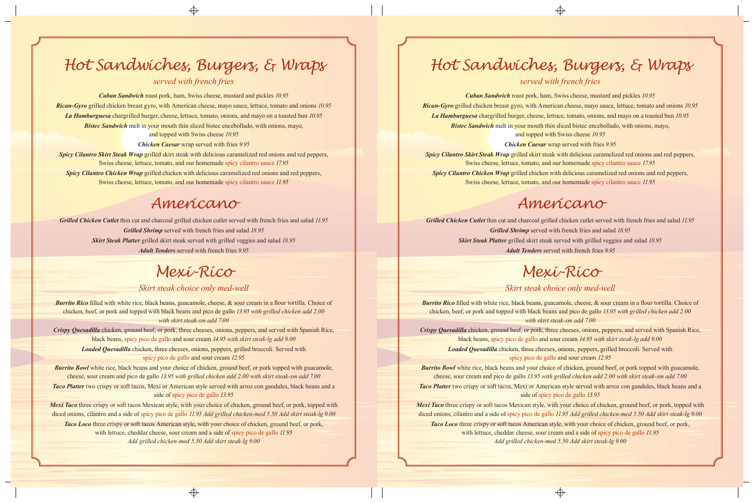# Hot Sandwiches, Burgers, & Wraps

*served with french fries*

***Cuban Sandwich*** toast pork, ham, Swiss cheese, mustard and pickles *10.95*

***Rican-Gyro*** grilled chicken breast gyro, with American cheese, mayo sauce, lettuce, tomato and onions *10.95*

***La Hamburguesa*** chargrilled burger, cheese, lettuce, tomato, onions, and mayo on a toasted bun *10.95*

***Bistec Sandwich*** melt in your mouth thin sliced bistec encebollado, with onions, mayo, and topped with Swiss cheese *10.95*

***Chicken Caesar*** wrap served with fries *9.95*

***Spicy Cilantro Skirt Steak Wrap*** grilled skirt steak with delicious caramelized red onions and red peppers, Swiss cheese, lettuce, tomato, and our homemade spicy cilantro sauce *17.95*

***Spicy Cilantro Chicken Wrap*** grilled chicken with delicious caramelized red onions and red peppers, Swiss cheese, lettuce, tomato, and our homemade spicy cilantro sauce *11.95*

# Americano

***Grilled Chicken Cutlet*** thin cut and charcoal grilled chicken cutlet served with french fries and salad *11.95*

***Grilled Shrimp*** served with french fries and salad *18.95*

***Skirt Steak Platter*** grilled skirt steak served with grilled veggies and salad *18.95*

***Adult Tenders*** served with french fries *9.95*

# Mexi-Rico

*Skirt steak choice only med-well*

***Burrito Rico*** filled with white rice, black beans, guacamole, cheese, & sour cream in a flour tortilla. Choice of chicken, beef, or pork and topped with black beans and pico de gallo *13.95 with grilled chicken add 2.00 with skirt steak-sm add 7.00*

***Crispy Quesadilla*** chicken, ground beef, or pork, three cheeses, onions, peppers, and served with Spanish Rice, black beans, spicy pico de gallo and sour cream *14.95 with skirt steak-lg add 9.00*

***Loaded Quesadilla*** chicken, three cheeses, onions, peppers, grilled broccoli. Served with spicy pico de gallo and sour cream *12.95*

***Burrito Bowl*** white rice, black beans and your choice of chicken, ground beef, or pork topped with guacamole, cheese, sour cream and pico de gallo *13.95 with grilled chicken add 2.00 with skirt steak-sm add 7.00*

***Taco Platter*** two crispy or soft tacos, Mexi or American style served with arroz con gandules, black beans and a side of spicy pico de gallo *13.95*

***Mexi Taco*** three crispy or soft tacos Mexican style, with your choice of chicken, ground beef, or pork, topped with diced onions, cilantro and a side of spicy pico de gallo *11.95 Add grilled chicken-med 5.50 Add skirt steak-lg 9.00*

***Taco Loco*** three crispy or soft tacos American style, with your choice of chicken, ground beef, or pork, with lettuce, cheddar cheese, sour cream and a side of spicy pico de gallo *11.95 Add grilled chicken-med 5.50 Add skirt steak-lg 9.00*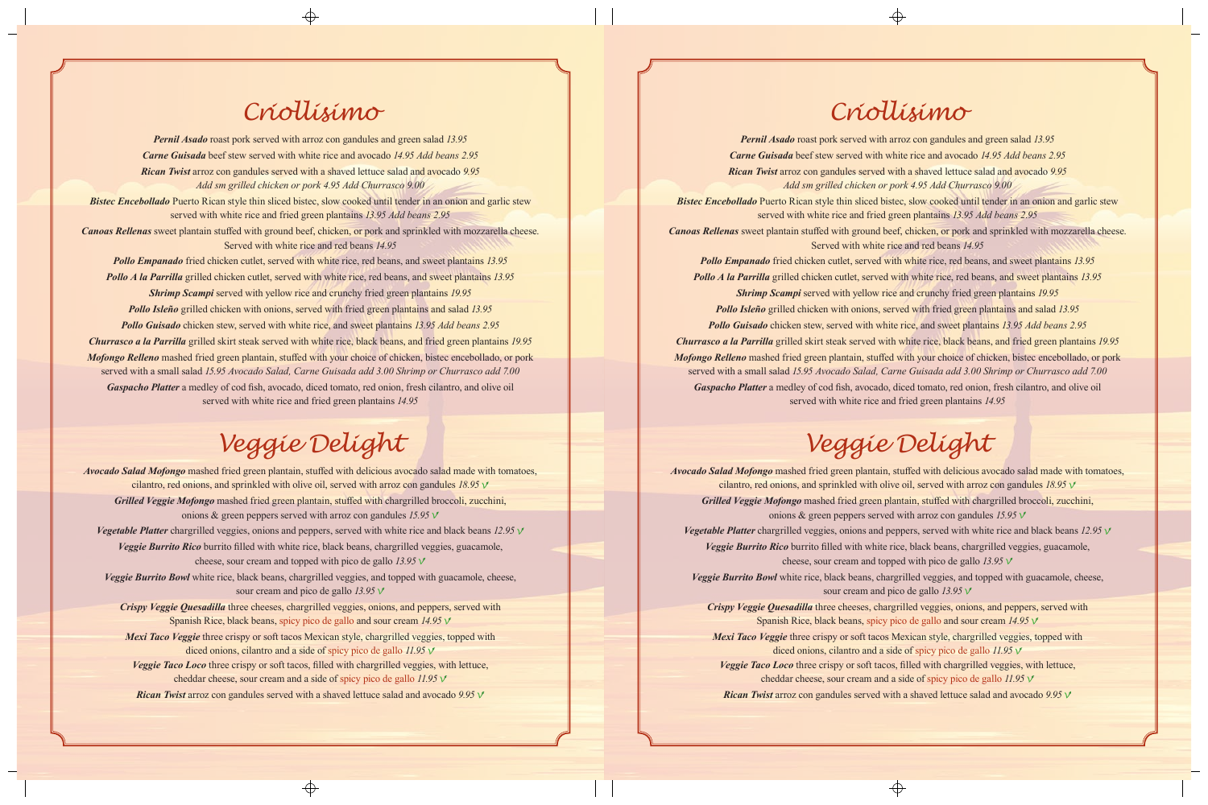# Críollísímo

***Pernil Asado*** roast pork served with arroz con gandules and green salad *13.95*

***Carne Guisada*** beef stew served with white rice and avocado *14.95 Add beans 2.95*

***Rican Twist*** arroz con gandules served with a shaved lettuce salad and avocado *9.95*
*Add sm grilled chicken or pork 4.95 Add Churrasco 9.00*

***Bistec Encebollado*** Puerto Rican style thin sliced bistec, slow cooked until tender in an onion and garlic stew served with white rice and fried green plantains *13.95 Add beans 2.95*

***Canoas Rellenas*** sweet plantain stuffed with ground beef, chicken, or pork and sprinkled with mozzarella cheese. Served with white rice and red beans *14.95*

***Pollo Empanado*** fried chicken cutlet, served with white rice, red beans, and sweet plantains *13.95*

***Pollo A la Parrilla*** grilled chicken cutlet, served with white rice, red beans, and sweet plantains *13.95*

***Shrimp Scampi*** served with yellow rice and crunchy fried green plantains *19.95*

***Pollo Isleño*** grilled chicken with onions, served with fried green plantains and salad *13.95*

***Pollo Guisado*** chicken stew, served with white rice, and sweet plantains *13.95 Add beans 2.95*

***Churrasco a la Parrilla*** grilled skirt steak served with white rice, black beans, and fried green plantains *19.95*

***Mofongo Relleno*** mashed fried green plantain, stuffed with your choice of chicken, bistec encebollado, or pork served with a small salad *15.95 Avocado Salad, Carne Guisada add 3.00 Shrimp or Churrasco add 7.00*

***Gaspacho Platter*** a medley of cod fish, avocado, diced tomato, red onion, fresh cilantro, and olive oil served with white rice and fried green plantains *14.95*

# Veggíe Delíght

***Avocado Salad Mofongo*** mashed fried green plantain, stuffed with delicious avocado salad made with tomatoes, cilantro, red onions, and sprinkled with olive oil, served with arroz con gandules *18.95* V

***Grilled Veggie Mofongo*** mashed fried green plantain, stuffed with chargrilled broccoli, zucchini, onions & green peppers served with arroz con gandules *15.95* V

***Vegetable Platter*** chargrilled veggies, onions and peppers, served with white rice and black beans *12.95* V

***Veggie Burrito Rico*** burrito filled with white rice, black beans, chargrilled veggies, guacamole, cheese, sour cream and topped with pico de gallo *13.95* V

***Veggie Burrito Bowl*** white rice, black beans, chargrilled veggies, and topped with guacamole, cheese, sour cream and pico de gallo *13.95* V

***Crispy Veggie Quesadilla*** three cheeses, chargrilled veggies, onions, and peppers, served with Spanish Rice, black beans, spicy pico de gallo and sour cream *14.95* V

***Mexi Taco Veggie*** three crispy or soft tacos Mexican style, chargrilled veggies, topped with diced onions, cilantro and a side of spicy pico de gallo *11.95* V

***Veggie Taco Loco*** three crispy or soft tacos, filled with chargrilled veggies, with lettuce, cheddar cheese, sour cream and a side of spicy pico de gallo *11.95* V

***Rican Twist*** arroz con gandules served with a shaved lettuce salad and avocado *9.95* V

# Críollísímo

***Pernil Asado*** roast pork served with arroz con gandules and green salad *13.95*

***Carne Guisada*** beef stew served with white rice and avocado *14.95 Add beans 2.95*

***Rican Twist*** arroz con gandules served with a shaved lettuce salad and avocado *9.95*
*Add sm grilled chicken or pork 4.95 Add Churrasco 9.00*

***Bistec Encebollado*** Puerto Rican style thin sliced bistec, slow cooked until tender in an onion and garlic stew served with white rice and fried green plantains *13.95 Add beans 2.95*

***Canoas Rellenas*** sweet plantain stuffed with ground beef, chicken, or pork and sprinkled with mozzarella cheese. Served with white rice and red beans *14.95*

***Pollo Empanado*** fried chicken cutlet, served with white rice, red beans, and sweet plantains *13.95*

***Pollo A la Parrilla*** grilled chicken cutlet, served with white rice, red beans, and sweet plantains *13.95*

***Shrimp Scampi*** served with yellow rice and crunchy fried green plantains *19.95*

***Pollo Isleño*** grilled chicken with onions, served with fried green plantains and salad *13.95*

***Pollo Guisado*** chicken stew, served with white rice, and sweet plantains *13.95 Add beans 2.95*

***Churrasco a la Parrilla*** grilled skirt steak served with white rice, black beans, and fried green plantains *19.95*

***Mofongo Relleno*** mashed fried green plantain, stuffed with your choice of chicken, bistec encebollado, or pork served with a small salad *15.95 Avocado Salad, Carne Guisada add 3.00 Shrimp or Churrasco add 7.00*

***Gaspacho Platter*** a medley of cod fish, avocado, diced tomato, red onion, fresh cilantro, and olive oil served with white rice and fried green plantains *14.95*

# Veggíe Delíght

***Avocado Salad Mofongo*** mashed fried green plantain, stuffed with delicious avocado salad made with tomatoes, cilantro, red onions, and sprinkled with olive oil, served with arroz con gandules *18.95* V

***Grilled Veggie Mofongo*** mashed fried green plantain, stuffed with chargrilled broccoli, zucchini, onions & green peppers served with arroz con gandules *15.95* V

***Vegetable Platter*** chargrilled veggies, onions and peppers, served with white rice and black beans *12.95* V

***Veggie Burrito Rico*** burrito filled with white rice, black beans, chargrilled veggies, guacamole, cheese, sour cream and topped with pico de gallo *13.95* V

***Veggie Burrito Bowl*** white rice, black beans, chargrilled veggies, and topped with guacamole, cheese, sour cream and pico de gallo *13.95* V

***Crispy Veggie Quesadilla*** three cheeses, chargrilled veggies, onions, and peppers, served with Spanish Rice, black beans, spicy pico de gallo and sour cream *14.95* V

***Mexi Taco Veggie*** three crispy or soft tacos Mexican style, chargrilled veggies, topped with diced onions, cilantro and a side of spicy pico de gallo *11.95* V

***Veggie Taco Loco*** three crispy or soft tacos, filled with chargrilled veggies, with lettuce, cheddar cheese, sour cream and a side of spicy pico de gallo *11.95* V

***Rican Twist*** arroz con gandules served with a shaved lettuce salad and avocado *9.95* V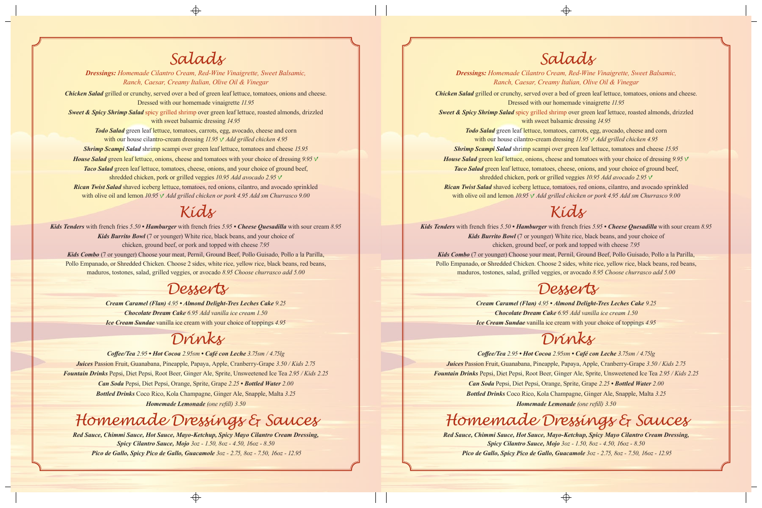# Salads

***Dressings:** Homemade Cilantro Cream, Red-Wine Vinaigrette, Sweet Balsamic, Ranch, Caesar, Creamy Italian, Olive Oil & Vinegar*

***Chicken Salad*** grilled or crunchy, served over a bed of green leaf lettuce, tomatoes, onions and cheese. Dressed with our homemade vinaigrette *11.95*

***Sweet & Spicy Shrimp Salad*** spicy grilled shrimp over green leaf lettuce, roasted almonds, drizzled with sweet balsamic dressing *14.95*

***Todo Salad*** green leaf lettuce, tomatoes, carrots, egg, avocado, cheese and corn with our house cilantro-cream dressing *11.95* V *Add grilled chicken 4.95*

***Shrimp Scampi Salad*** shrimp scampi over green leaf lettuce, tomatoes and cheese *15.95*

***House Salad*** green leaf lettuce, onions, cheese and tomatoes with your choice of dressing *9.95* V

***Taco Salad*** green leaf lettuce, tomatoes, cheese, onions, and your choice of ground beef, shredded chicken, pork or grilled veggies *10.95 Add avocado 2.95* V

***Rican Twist Salad*** shaved iceberg lettuce, tomatoes, red onions, cilantro, and avocado sprinkled with olive oil and lemon *10.95* V *Add grilled chicken or pork 4.95 Add sm Churrasco 9.00*

# Kids

***Kids Tenders*** with french fries *5.50* • ***Hamburger*** with french fries *5.95* • ***Cheese Quesadilla*** with sour cream *8.95*

***Kids Burrito Bowl*** (7 or younger) White rice, black beans, and your choice of chicken, ground beef, or pork and topped with cheese *7.95*

***Kids Combo*** (7 or younger) Choose your meat, Pernil, Ground Beef, Pollo Guisado, Pollo a la Parilla, Pollo Empanado, or Shredded Chicken. Choose 2 sides, white rice, yellow rice, black beans, red beans, maduros, tostones, salad, grilled veggies, or avocado *8.95 Choose churrasco add 5.00*

# Desserts

***Cream Caramel (Flan)*** *4.95* • ***Almond Delight-Tres Leches Cake*** *9.25*

***Chocolate Dream Cake*** *6.95 Add vanilla ice cream 1.50*

***Ice Cream Sundae*** vanilla ice cream with your choice of toppings *4.95*

# Drinks

***Coffee/Tea*** *2.95* • ***Hot Cocoa*** *2.95sm* • ***Café con Leche*** *3.75sm / 4.75lg*

***Juices*** Passion Fruit, Guanabana, Pineapple, Papaya, Apple, Cranberry-Grape *3.50 / Kids 2.75*

***Fountain Drinks*** Pepsi, Diet Pepsi, Root Beer, Ginger Ale, Sprite, Unsweetened Ice Tea *2.95 / Kids 2.25*

***Can Soda*** Pepsi, Diet Pepsi, Orange, Sprite, Grape *2.25* • ***Bottled Water*** *2.00*

***Bottled Drinks*** Coco Rico, Kola Champagne, Ginger Ale, Snapple, Malta *3.25*

***Homemade Lemonade*** *(one refill) 3.50*

# Homemade Dressings & Sauces

***Red Sauce, Chimmi Sauce, Hot Sauce, Mayo-Ketchup, Spicy Mayo Cilantro Cream Dressing, Spicy Cilantro Sauce, Mojo*** *3oz - 1.50, 8oz - 4.50, 16oz - 8.50*

***Pico de Gallo, Spicy Pico de Gallo, Guacamole*** *3oz - 2.75, 8oz - 7.50, 16oz - 12.95*

# Salads

***Dressings:** Homemade Cilantro Cream, Red-Wine Vinaigrette, Sweet Balsamic, Ranch, Caesar, Creamy Italian, Olive Oil & Vinegar*

***Chicken Salad*** grilled or crunchy, served over a bed of green leaf lettuce, tomatoes, onions and cheese. Dressed with our homemade vinaigrette *11.95*

***Sweet & Spicy Shrimp Salad*** spicy grilled shrimp over green leaf lettuce, roasted almonds, drizzled with sweet balsamic dressing *14.95*

***Todo Salad*** green leaf lettuce, tomatoes, carrots, egg, avocado, cheese and corn with our house cilantro-cream dressing *11.95* V *Add grilled chicken 4.95*

***Shrimp Scampi Salad*** shrimp scampi over green leaf lettuce, tomatoes and cheese *15.95*

***House Salad*** green leaf lettuce, onions, cheese and tomatoes with your choice of dressing *9.95* V

***Taco Salad*** green leaf lettuce, tomatoes, cheese, onions, and your choice of ground beef, shredded chicken, pork or grilled veggies *10.95 Add avocado 2.95* V

***Rican Twist Salad*** shaved iceberg lettuce, tomatoes, red onions, cilantro, and avocado sprinkled with olive oil and lemon *10.95* V *Add grilled chicken or pork 4.95 Add sm Churrasco 9.00*

# Kids

***Kids Tenders*** with french fries *5.50* • ***Hamburger*** with french fries *5.95* • ***Cheese Quesadilla*** with sour cream *8.95*

***Kids Burrito Bowl*** (7 or younger) White rice, black beans, and your choice of chicken, ground beef, or pork and topped with cheese *7.95*

***Kids Combo*** (7 or younger) Choose your meat, Pernil, Ground Beef, Pollo Guisado, Pollo a la Parilla, Pollo Empanado, or Shredded Chicken. Choose 2 sides, white rice, yellow rice, black beans, red beans, maduros, tostones, salad, grilled veggies, or avocado *8.95 Choose churrasco add 5.00*

# Desserts

***Cream Caramel (Flan)*** *4.95* • ***Almond Delight-Tres Leches Cake*** *9.25*

***Chocolate Dream Cake*** *6.95 Add vanilla ice cream 1.50*

***Ice Cream Sundae*** vanilla ice cream with your choice of toppings *4.95*

# Drinks

***Coffee/Tea*** *2.95* • ***Hot Cocoa*** *2.95sm* • ***Café con Leche*** *3.75sm / 4.75lg*

***Juices*** Passion Fruit, Guanabana, Pineapple, Papaya, Apple, Cranberry-Grape *3.50 / Kids 2.75*

***Fountain Drinks*** Pepsi, Diet Pepsi, Root Beer, Ginger Ale, Sprite, Unsweetened Ice Tea *2.95 / Kids 2.25*

***Can Soda*** Pepsi, Diet Pepsi, Orange, Sprite, Grape *2.25* • ***Bottled Water*** *2.00*

***Bottled Drinks*** Coco Rico, Kola Champagne, Ginger Ale, Snapple, Malta *3.25*

***Homemade Lemonade*** *(one refill) 3.50*

# Homemade Dressings & Sauces

***Red Sauce, Chimmi Sauce, Hot Sauce, Mayo-Ketchup, Spicy Mayo Cilantro Cream Dressing, Spicy Cilantro Sauce, Mojo*** *3oz - 1.50, 8oz - 4.50, 16oz - 8.50*

***Pico de Gallo, Spicy Pico de Gallo, Guacamole*** *3oz - 2.75, 8oz - 7.50, 16oz - 12.95*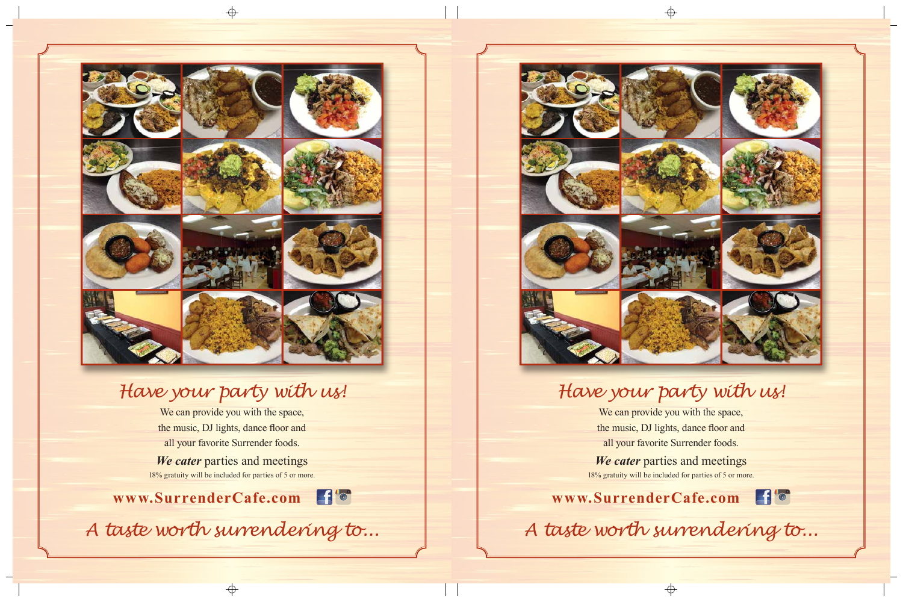## Have your party with us!

We can provide you with the space, the music, DJ lights, dance floor and all your favorite Surrender foods.

***We cater*** parties and meetings

18% gratuity will be included for parties of 5 or more.

**www.SurrenderCafe.com**

*A taste worth surrendering to...*

## Have your party with us!

We can provide you with the space, the music, DJ lights, dance floor and all your favorite Surrender foods.

***We cater*** parties and meetings

18% gratuity will be included for parties of 5 or more.

**www.SurrenderCafe.com**

*A taste worth surrendering to...*